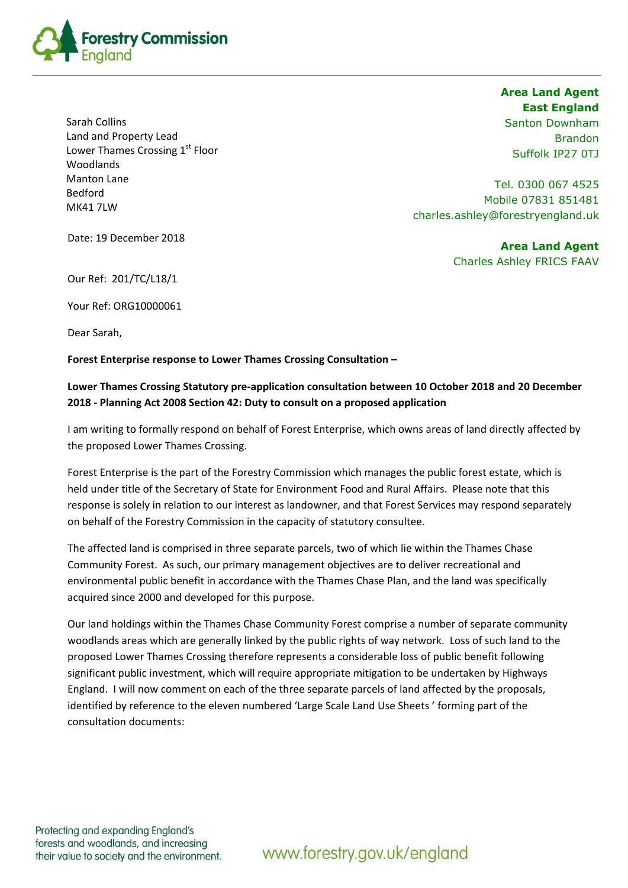Forestry Commission England

**Area Land Agent**
**East England**
Santon Downham
Brandon
Suffolk IP27 0TJ

Tel. 0300 067 4525
Mobile 07831 851481
charles.ashley@forestryengland.uk

**Area Land Agent**
Charles Ashley FRICS FAAV

Sarah Collins
Land and Property Lead
Lower Thames Crossing 1st Floor
Woodlands
Manton Lane
Bedford
MK41 7LW

Date: 19 December 2018

Our Ref: 201/TC/L18/1

Your Ref: ORG10000061

Dear Sarah,

**Forest Enterprise response to Lower Thames Crossing Consultation –**

**Lower Thames Crossing Statutory pre-application consultation between 10 October 2018 and 20 December 2018 - Planning Act 2008 Section 42: Duty to consult on a proposed application**

I am writing to formally respond on behalf of Forest Enterprise, which owns areas of land directly affected by the proposed Lower Thames Crossing.

Forest Enterprise is the part of the Forestry Commission which manages the public forest estate, which is held under title of the Secretary of State for Environment Food and Rural Affairs. Please note that this response is solely in relation to our interest as landowner, and that Forest Services may respond separately on behalf of the Forestry Commission in the capacity of statutory consultee.

The affected land is comprised in three separate parcels, two of which lie within the Thames Chase Community Forest. As such, our primary management objectives are to deliver recreational and environmental public benefit in accordance with the Thames Chase Plan, and the land was specifically acquired since 2000 and developed for this purpose.

Our land holdings within the Thames Chase Community Forest comprise a number of separate community woodlands areas which are generally linked by the public rights of way network. Loss of such land to the proposed Lower Thames Crossing therefore represents a considerable loss of public benefit following significant public investment, which will require appropriate mitigation to be undertaken by Highways England. I will now comment on each of the three separate parcels of land affected by the proposals, identified by reference to the eleven numbered 'Large Scale Land Use Sheets ' forming part of the consultation documents:

Protecting and expanding England's forests and woodlands, and increasing their value to society and the environment.

www.forestry.gov.uk/england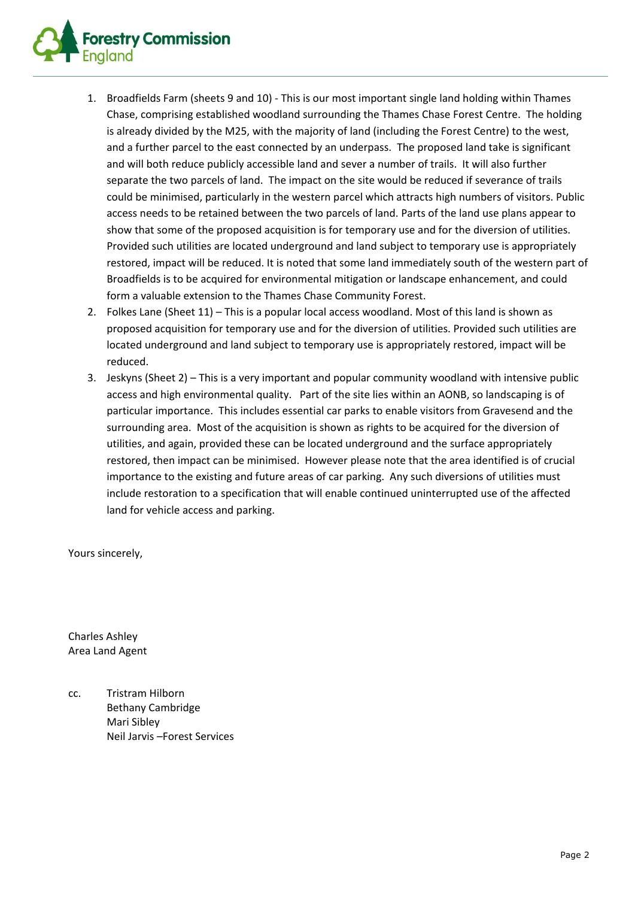1. Broadfields Farm (sheets 9 and 10) - This is our most important single land holding within Thames Chase, comprising established woodland surrounding the Thames Chase Forest Centre. The holding is already divided by the M25, with the majority of land (including the Forest Centre) to the west, and a further parcel to the east connected by an underpass. The proposed land take is significant and will both reduce publicly accessible land and sever a number of trails. It will also further separate the two parcels of land. The impact on the site would be reduced if severance of trails could be minimised, particularly in the western parcel which attracts high numbers of visitors. Public access needs to be retained between the two parcels of land. Parts of the land use plans appear to show that some of the proposed acquisition is for temporary use and for the diversion of utilities. Provided such utilities are located underground and land subject to temporary use is appropriately restored, impact will be reduced. It is noted that some land immediately south of the western part of Broadfields is to be acquired for environmental mitigation or landscape enhancement, and could form a valuable extension to the Thames Chase Community Forest.
2. Folkes Lane (Sheet 11) – This is a popular local access woodland. Most of this land is shown as proposed acquisition for temporary use and for the diversion of utilities. Provided such utilities are located underground and land subject to temporary use is appropriately restored, impact will be reduced.
3. Jeskyns (Sheet 2) – This is a very important and popular community woodland with intensive public access and high environmental quality. Part of the site lies within an AONB, so landscaping is of particular importance. This includes essential car parks to enable visitors from Gravesend and the surrounding area. Most of the acquisition is shown as rights to be acquired for the diversion of utilities, and again, provided these can be located underground and the surface appropriately restored, then impact can be minimised. However please note that the area identified is of crucial importance to the existing and future areas of car parking. Any such diversions of utilities must include restoration to a specification that will enable continued uninterrupted use of the affected land for vehicle access and parking.

Yours sincerely,

Charles Ashley
Area Land Agent

cc. Tristram Hilborn
Bethany Cambridge
Mari Sibley
Neil Jarvis –Forest Services